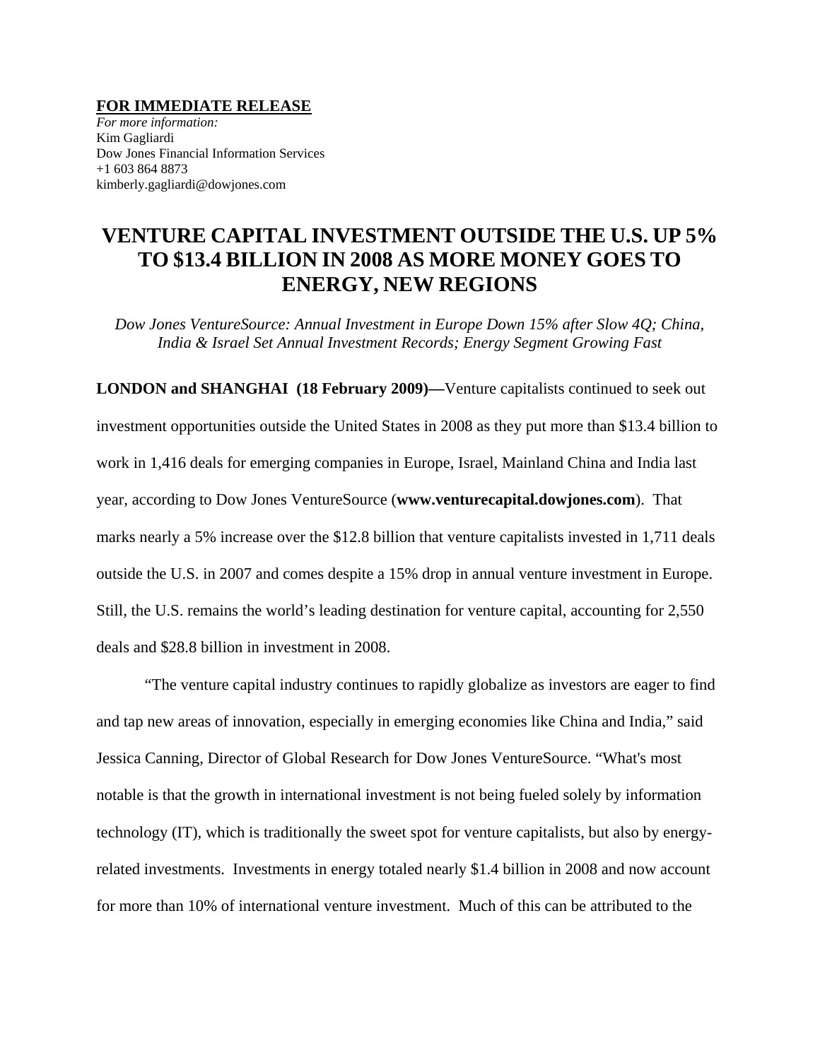**FOR IMMEDIATE RELEASE**

*For more information:*
Kim Gagliardi
Dow Jones Financial Information Services
+1 603 864 8873
kimberly.gagliardi@dowjones.com

# VENTURE CAPITAL INVESTMENT OUTSIDE THE U.S. UP 5% TO $13.4 BILLION IN 2008 AS MORE MONEY GOES TO ENERGY, NEW REGIONS

*Dow Jones VentureSource: Annual Investment in Europe Down 15% after Slow 4Q; China, India & Israel Set Annual Investment Records; Energy Segment Growing Fast*

**LONDON and SHANGHAI (18 February 2009)—**Venture capitalists continued to seek out investment opportunities outside the United States in 2008 as they put more than $13.4 billion to work in 1,416 deals for emerging companies in Europe, Israel, Mainland China and India last year, according to Dow Jones VentureSource (**www.venturecapital.dowjones.com**). That marks nearly a 5% increase over the $12.8 billion that venture capitalists invested in 1,711 deals outside the U.S. in 2007 and comes despite a 15% drop in annual venture investment in Europe. Still, the U.S. remains the world's leading destination for venture capital, accounting for 2,550 deals and $28.8 billion in investment in 2008.

"The venture capital industry continues to rapidly globalize as investors are eager to find and tap new areas of innovation, especially in emerging economies like China and India," said Jessica Canning, Director of Global Research for Dow Jones VentureSource. "What's most notable is that the growth in international investment is not being fueled solely by information technology (IT), which is traditionally the sweet spot for venture capitalists, but also by energy-related investments. Investments in energy totaled nearly $1.4 billion in 2008 and now account for more than 10% of international venture investment. Much of this can be attributed to the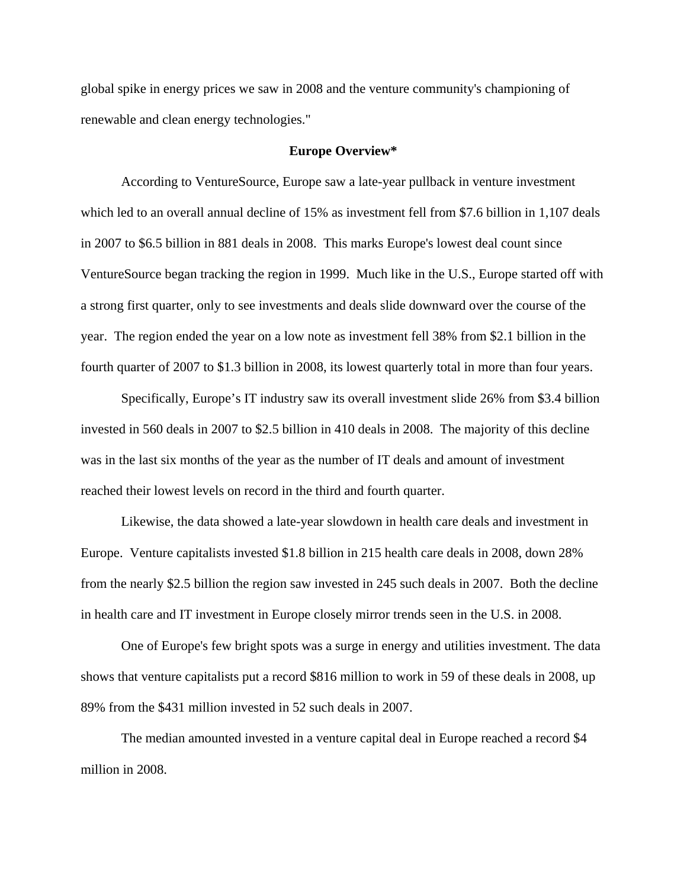global spike in energy prices we saw in 2008 and the venture community's championing of renewable and clean energy technologies."

## Europe Overview*

According to VentureSource, Europe saw a late-year pullback in venture investment which led to an overall annual decline of 15% as investment fell from $7.6 billion in 1,107 deals in 2007 to $6.5 billion in 881 deals in 2008. This marks Europe's lowest deal count since VentureSource began tracking the region in 1999. Much like in the U.S., Europe started off with a strong first quarter, only to see investments and deals slide downward over the course of the year. The region ended the year on a low note as investment fell 38% from $2.1 billion in the fourth quarter of 2007 to $1.3 billion in 2008, its lowest quarterly total in more than four years.

Specifically, Europe's IT industry saw its overall investment slide 26% from $3.4 billion invested in 560 deals in 2007 to $2.5 billion in 410 deals in 2008. The majority of this decline was in the last six months of the year as the number of IT deals and amount of investment reached their lowest levels on record in the third and fourth quarter.

Likewise, the data showed a late-year slowdown in health care deals and investment in Europe. Venture capitalists invested $1.8 billion in 215 health care deals in 2008, down 28% from the nearly $2.5 billion the region saw invested in 245 such deals in 2007. Both the decline in health care and IT investment in Europe closely mirror trends seen in the U.S. in 2008.

One of Europe's few bright spots was a surge in energy and utilities investment. The data shows that venture capitalists put a record $816 million to work in 59 of these deals in 2008, up 89% from the $431 million invested in 52 such deals in 2007.

The median amounted invested in a venture capital deal in Europe reached a record $4 million in 2008.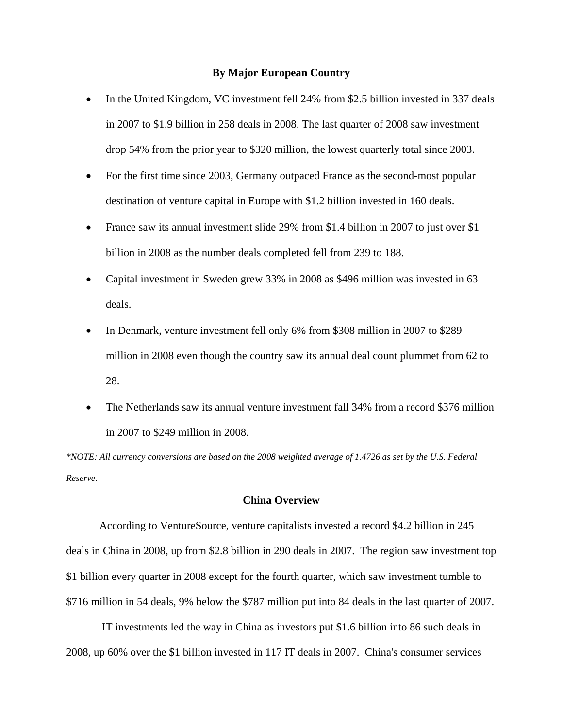## By Major European Country

- In the United Kingdom, VC investment fell 24% from $2.5 billion invested in 337 deals in 2007 to $1.9 billion in 258 deals in 2008. The last quarter of 2008 saw investment drop 54% from the prior year to $320 million, the lowest quarterly total since 2003.
- For the first time since 2003, Germany outpaced France as the second-most popular destination of venture capital in Europe with $1.2 billion invested in 160 deals.
- France saw its annual investment slide 29% from $1.4 billion in 2007 to just over $1 billion in 2008 as the number deals completed fell from 239 to 188.
- Capital investment in Sweden grew 33% in 2008 as $496 million was invested in 63 deals.
- In Denmark, venture investment fell only 6% from $308 million in 2007 to $289 million in 2008 even though the country saw its annual deal count plummet from 62 to 28.
- The Netherlands saw its annual venture investment fall 34% from a record $376 million in 2007 to $249 million in 2008.

*\*NOTE: All currency conversions are based on the 2008 weighted average of 1.4726 as set by the U.S. Federal Reserve.*

## China Overview

According to VentureSource, venture capitalists invested a record $4.2 billion in 245 deals in China in 2008, up from $2.8 billion in 290 deals in 2007. The region saw investment top $1 billion every quarter in 2008 except for the fourth quarter, which saw investment tumble to $716 million in 54 deals, 9% below the $787 million put into 84 deals in the last quarter of 2007.

IT investments led the way in China as investors put $1.6 billion into 86 such deals in 2008, up 60% over the $1 billion invested in 117 IT deals in 2007. China's consumer services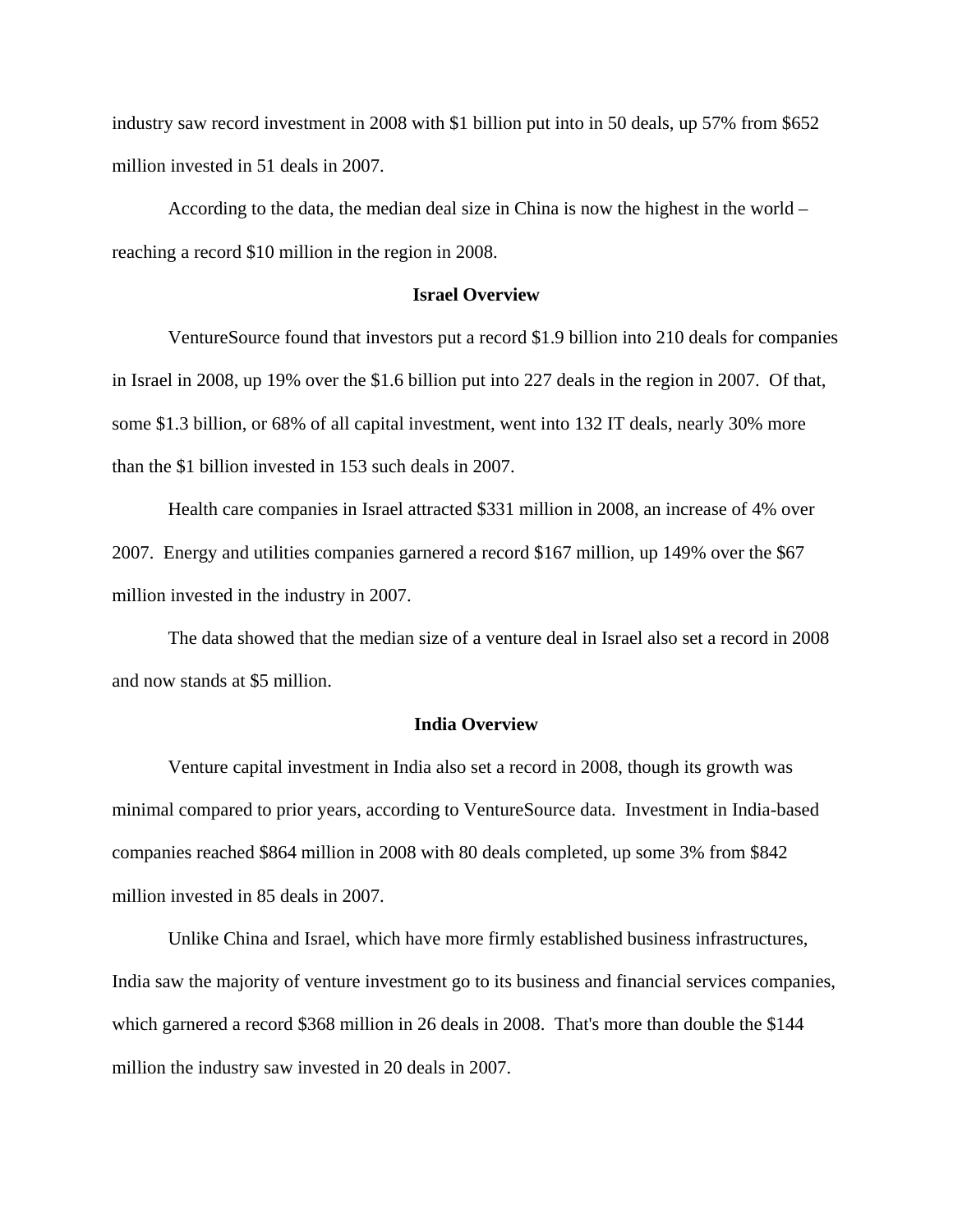industry saw record investment in 2008 with $1 billion put into in 50 deals, up 57% from $652 million invested in 51 deals in 2007.

According to the data, the median deal size in China is now the highest in the world – reaching a record $10 million in the region in 2008.

**Israel Overview**

VentureSource found that investors put a record $1.9 billion into 210 deals for companies in Israel in 2008, up 19% over the $1.6 billion put into 227 deals in the region in 2007. Of that, some $1.3 billion, or 68% of all capital investment, went into 132 IT deals, nearly 30% more than the $1 billion invested in 153 such deals in 2007.

Health care companies in Israel attracted $331 million in 2008, an increase of 4% over 2007. Energy and utilities companies garnered a record $167 million, up 149% over the $67 million invested in the industry in 2007.

The data showed that the median size of a venture deal in Israel also set a record in 2008 and now stands at $5 million.

**India Overview**

Venture capital investment in India also set a record in 2008, though its growth was minimal compared to prior years, according to VentureSource data. Investment in India-based companies reached $864 million in 2008 with 80 deals completed, up some 3% from $842 million invested in 85 deals in 2007.

Unlike China and Israel, which have more firmly established business infrastructures, India saw the majority of venture investment go to its business and financial services companies, which garnered a record $368 million in 26 deals in 2008. That's more than double the $144 million the industry saw invested in 20 deals in 2007.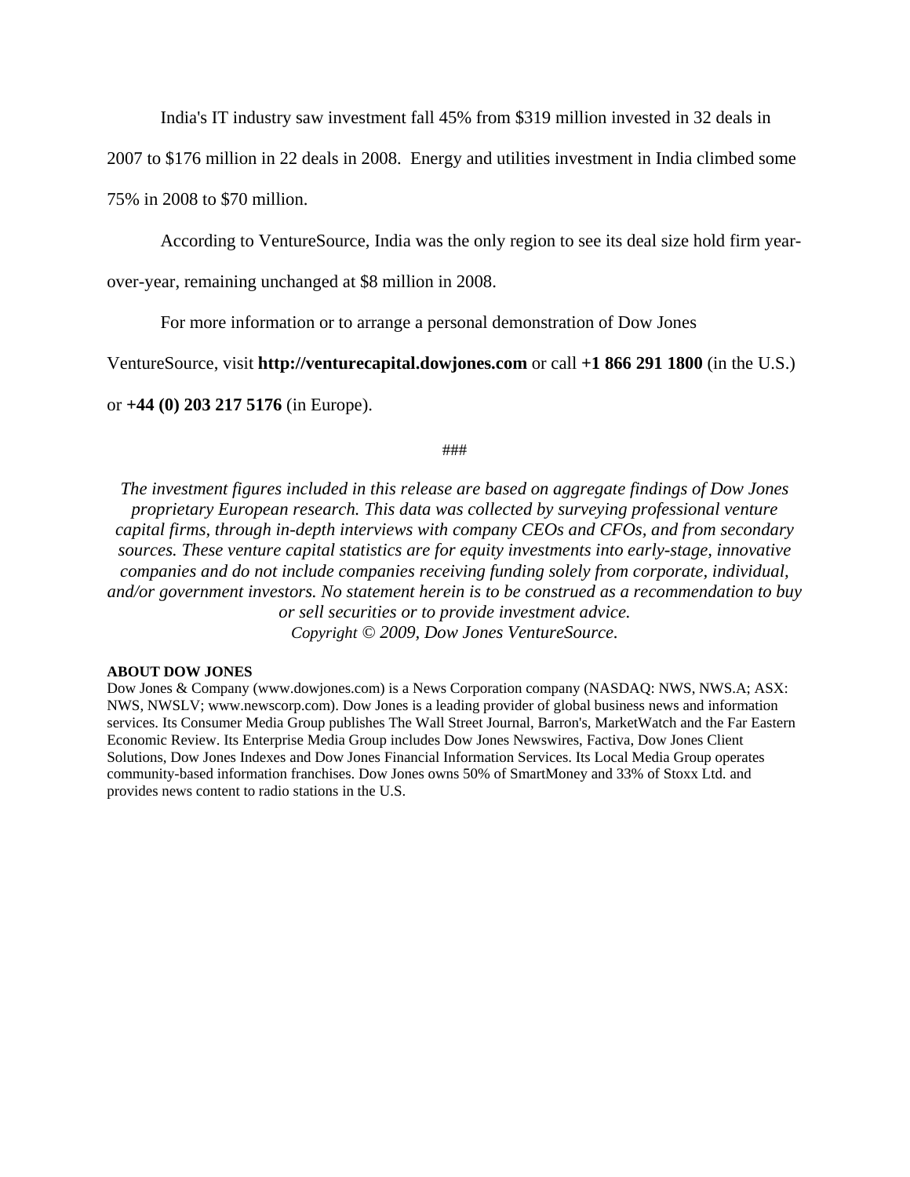India's IT industry saw investment fall 45% from $319 million invested in 32 deals in 2007 to $176 million in 22 deals in 2008. Energy and utilities investment in India climbed some 75% in 2008 to $70 million.

According to VentureSource, India was the only region to see its deal size hold firm year-over-year, remaining unchanged at $8 million in 2008.

For more information or to arrange a personal demonstration of Dow Jones VentureSource, visit **http://venturecapital.dowjones.com** or call **+1 866 291 1800** (in the U.S.) or **+44 (0) 203 217 5176** (in Europe).

###

*The investment figures included in this release are based on aggregate findings of Dow Jones proprietary European research. This data was collected by surveying professional venture capital firms, through in-depth interviews with company CEOs and CFOs, and from secondary sources. These venture capital statistics are for equity investments into early-stage, innovative companies and do not include companies receiving funding solely from corporate, individual, and/or government investors. No statement herein is to be construed as a recommendation to buy or sell securities or to provide investment advice.*
*Copyright © 2009, Dow Jones VentureSource.*

**ABOUT DOW JONES**
Dow Jones & Company (www.dowjones.com) is a News Corporation company (NASDAQ: NWS, NWS.A; ASX: NWS, NWSLV; www.newscorp.com). Dow Jones is a leading provider of global business news and information services. Its Consumer Media Group publishes The Wall Street Journal, Barron's, MarketWatch and the Far Eastern Economic Review. Its Enterprise Media Group includes Dow Jones Newswires, Factiva, Dow Jones Client Solutions, Dow Jones Indexes and Dow Jones Financial Information Services. Its Local Media Group operates community-based information franchises. Dow Jones owns 50% of SmartMoney and 33% of Stoxx Ltd. and provides news content to radio stations in the U.S.